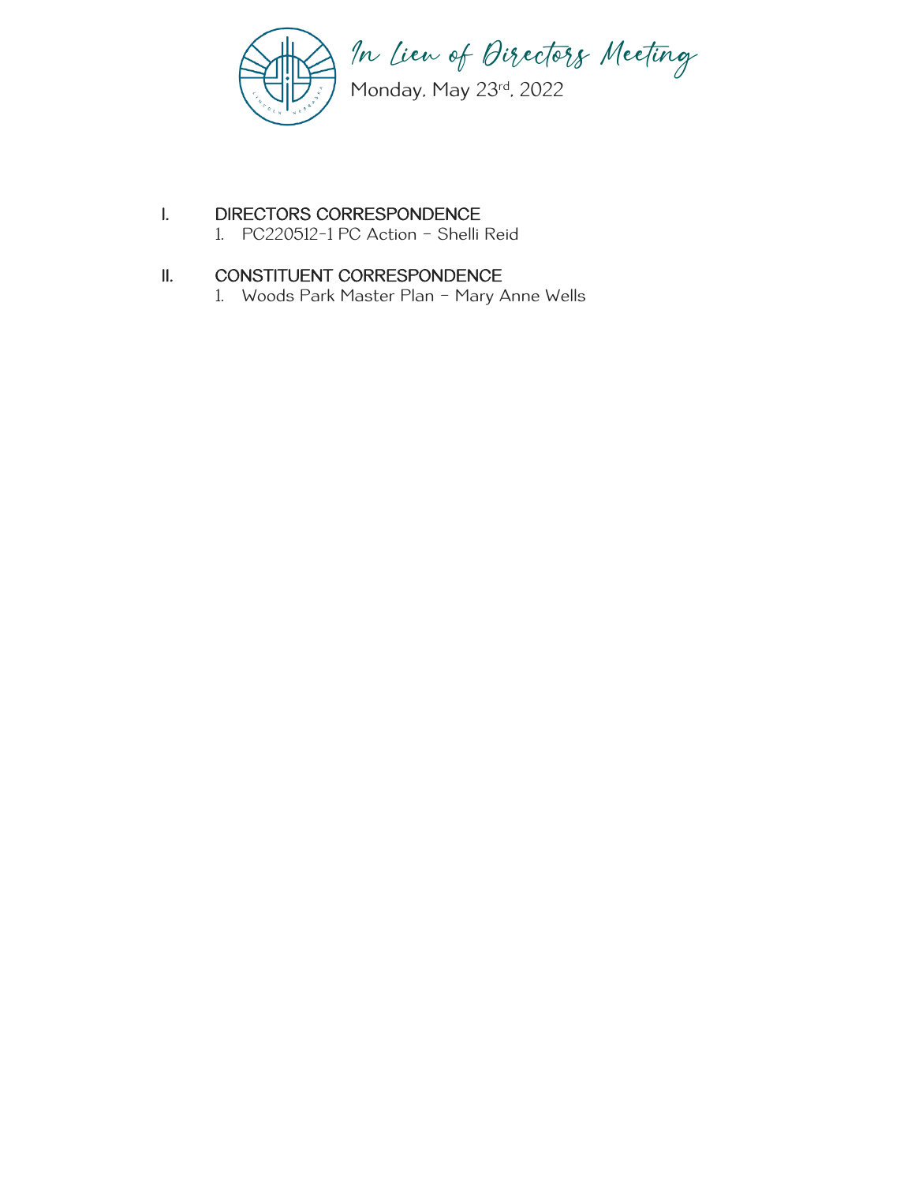# In Lieu of Directors Meeting

Monday, May 23rd, 2022

## I. DIRECTORS CORRESPONDENCE

1. PC220512-1 PC Action – Shelli Reid

## II. CONSTITUENT CORRESPONDENCE

1. Woods Park Master Plan – Mary Anne Wells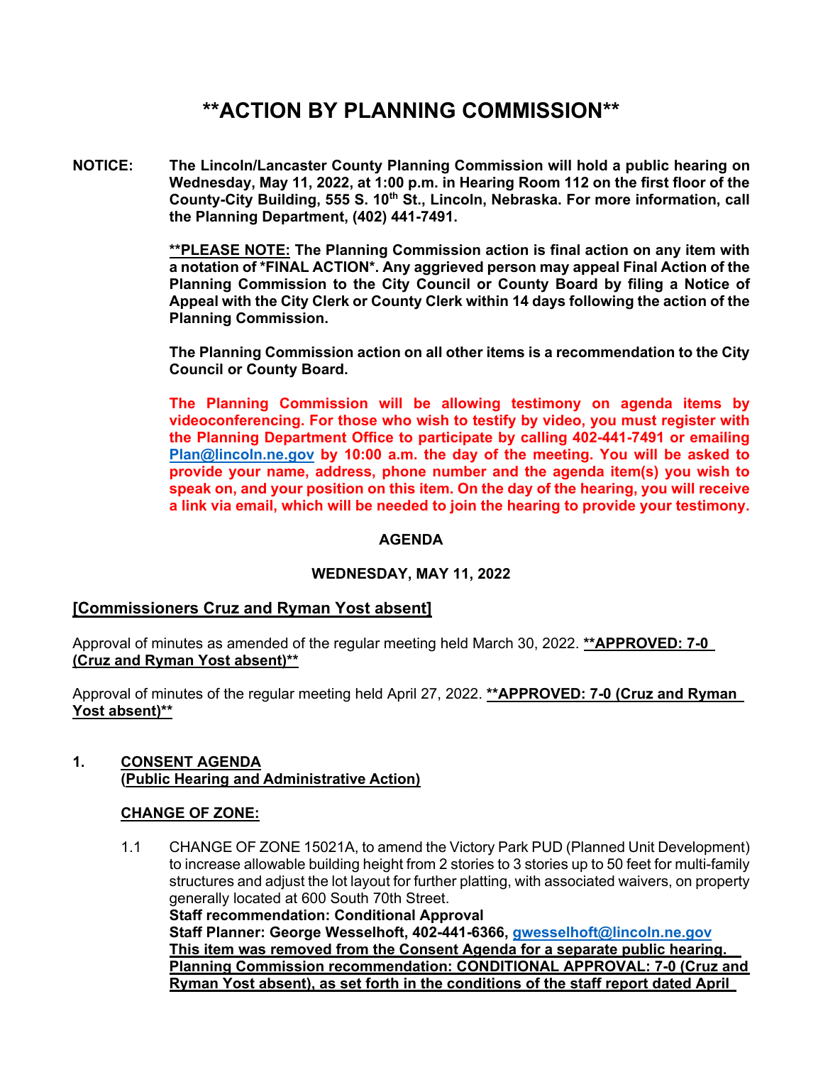# **ACTION BY PLANNING COMMISSION**

**NOTICE:** **The Lincoln/Lancaster County Planning Commission will hold a public hearing on Wednesday, May 11, 2022, at 1:00 p.m. in Hearing Room 112 on the first floor of the County-City Building, 555 S. 10th St., Lincoln, Nebraska. For more information, call the Planning Department, (402) 441-7491.**

****PLEASE NOTE: The Planning Commission action is final action on any item with a notation of *FINAL ACTION*. Any aggrieved person may appeal Final Action of the Planning Commission to the City Council or County Board by filing a Notice of Appeal with the City Clerk or County Clerk within 14 days following the action of the Planning Commission.**

**The Planning Commission action on all other items is a recommendation to the City Council or County Board.**

**The Planning Commission will be allowing testimony on agenda items by videoconferencing. For those who wish to testify by video, you must register with the Planning Department Office to participate by calling 402-441-7491 or emailing Plan@lincoln.ne.gov by 10:00 a.m. the day of the meeting. You will be asked to provide your name, address, phone number and the agenda item(s) you wish to speak on, and your position on this item. On the day of the hearing, you will receive a link via email, which will be needed to join the hearing to provide your testimony.**

**AGENDA**

**WEDNESDAY, MAY 11, 2022**

**[Commissioners Cruz and Ryman Yost absent]**

Approval of minutes as amended of the regular meeting held March 30, 2022. ****APPROVED: 7-0 (Cruz and Ryman Yost absent)****

Approval of minutes of the regular meeting held April 27, 2022. ****APPROVED: 7-0 (Cruz and Ryman Yost absent)****

**1. CONSENT AGENDA (Public Hearing and Administrative Action)**

**CHANGE OF ZONE:**

1.1 CHANGE OF ZONE 15021A, to amend the Victory Park PUD (Planned Unit Development) to increase allowable building height from 2 stories to 3 stories up to 50 feet for multi-family structures and adjust the lot layout for further platting, with associated waivers, on property generally located at 600 South 70th Street.
**Staff recommendation: Conditional Approval**
**Staff Planner: George Wesselhoft, 402-441-6366, gwesselhoft@lincoln.ne.gov**
**This item was removed from the Consent Agenda for a separate public hearing.**
**Planning Commission recommendation: CONDITIONAL APPROVAL: 7-0 (Cruz and Ryman Yost absent), as set forth in the conditions of the staff report dated April**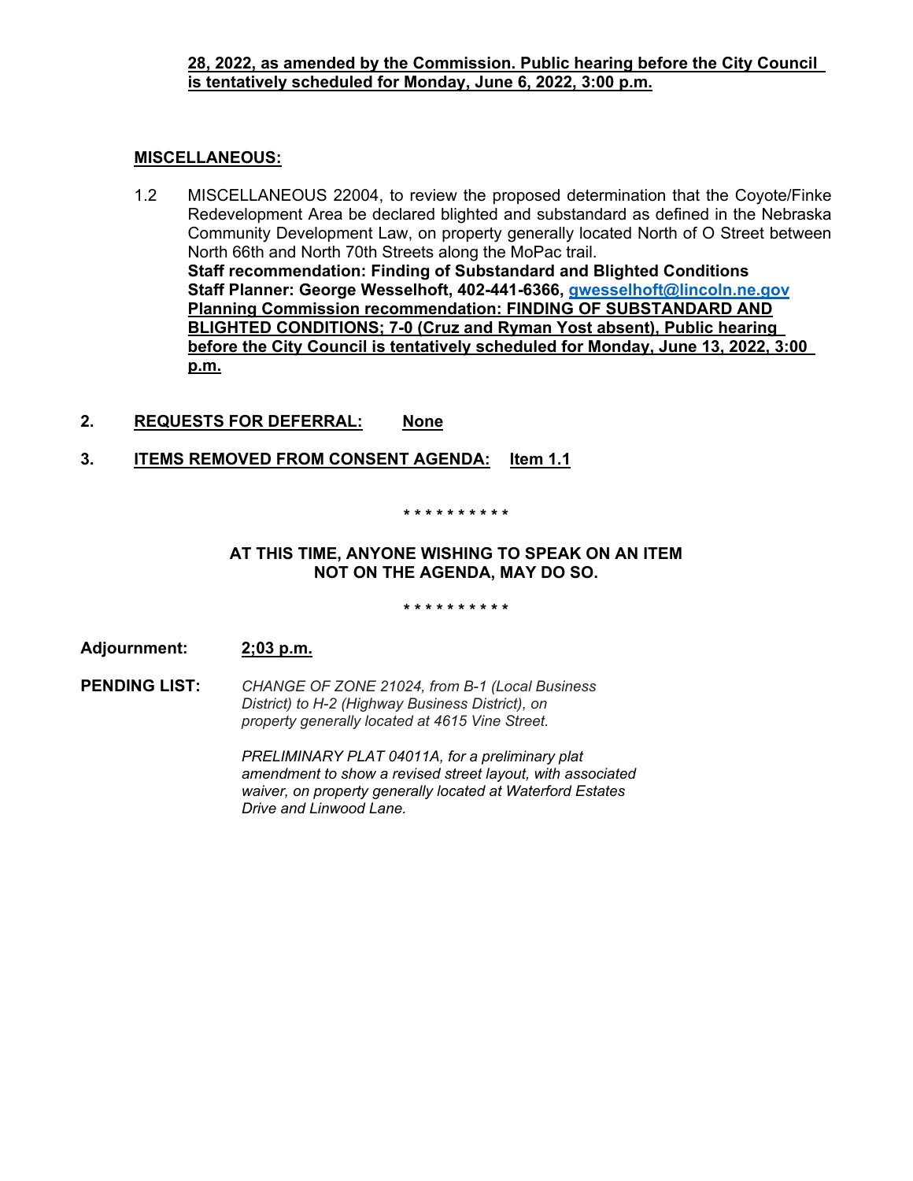**28, 2022, as amended by the Commission. Public hearing before the City Council is tentatively scheduled for Monday, June 6, 2022, 3:00 p.m.**

**MISCELLANEOUS:**

1.2 MISCELLANEOUS 22004, to review the proposed determination that the Coyote/Finke Redevelopment Area be declared blighted and substandard as defined in the Nebraska Community Development Law, on property generally located North of O Street between North 66th and North 70th Streets along the MoPac trail.
**Staff recommendation: Finding of Substandard and Blighted Conditions**
**Staff Planner: George Wesselhoft, 402-441-6366, gwesselhoft@lincoln.ne.gov**
**Planning Commission recommendation: FINDING OF SUBSTANDARD AND BLIGHTED CONDITIONS; 7-0 (Cruz and Ryman Yost absent), Public hearing before the City Council is tentatively scheduled for Monday, June 13, 2022, 3:00 p.m.**

**2. REQUESTS FOR DEFERRAL: None**

**3. ITEMS REMOVED FROM CONSENT AGENDA: Item 1.1**

* * * * * * * * * *

**AT THIS TIME, ANYONE WISHING TO SPEAK ON AN ITEM NOT ON THE AGENDA, MAY DO SO.**

* * * * * * * * * *

**Adjournment:** **2;03 p.m.**

**PENDING LIST:** *CHANGE OF ZONE 21024, from B-1 (Local Business District) to H-2 (Highway Business District), on property generally located at 4615 Vine Street.*

*PRELIMINARY PLAT 04011A, for a preliminary plat amendment to show a revised street layout, with associated waiver, on property generally located at Waterford Estates Drive and Linwood Lane.*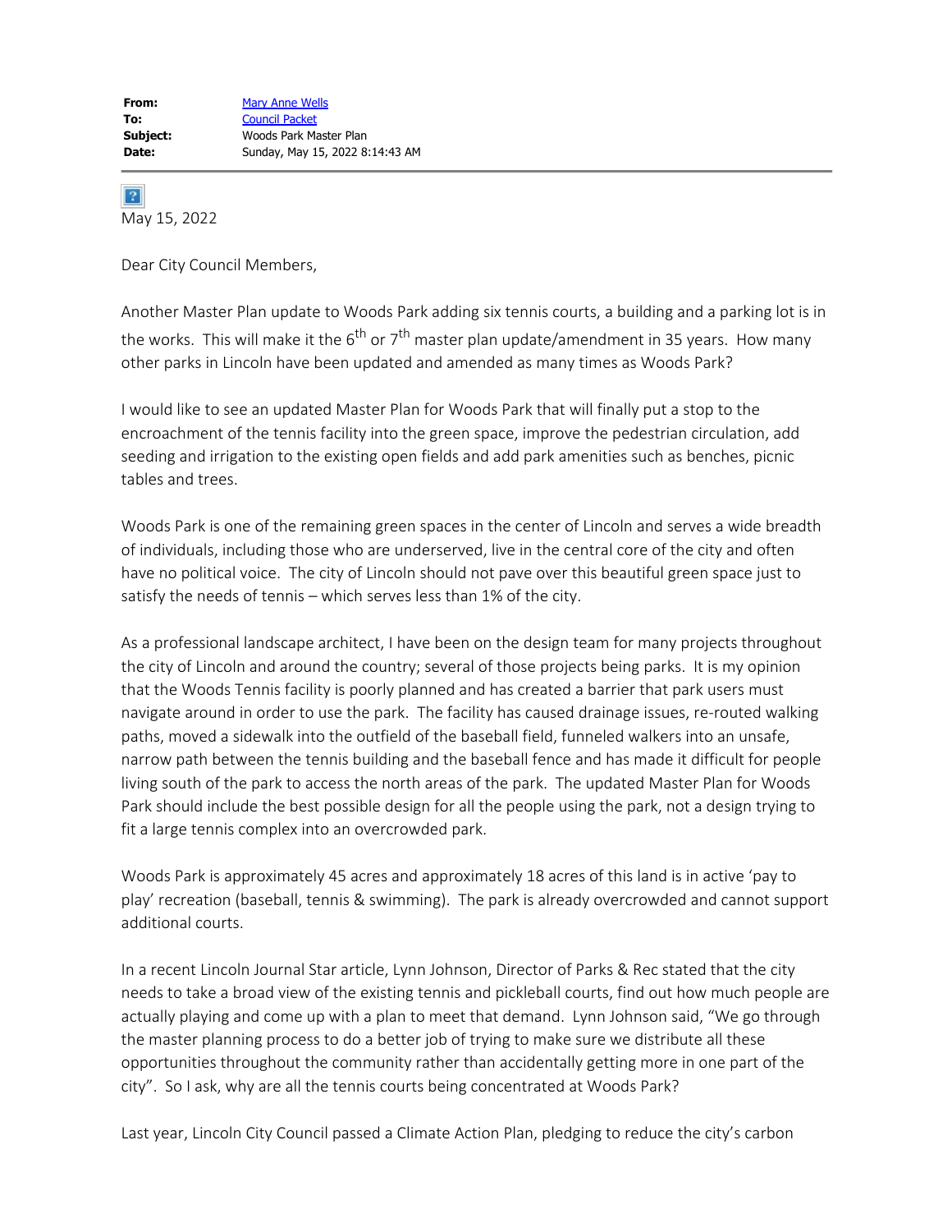| | |
|---|---|
| **From:** | Mary Anne Wells |
| **To:** | Council Packet |
| **Subject:** | Woods Park Master Plan |
| **Date:** | Sunday, May 15, 2022 8:14:43 AM |

May 15, 2022

Dear City Council Members,

Another Master Plan update to Woods Park adding six tennis courts, a building and a parking lot is in the works. This will make it the 6th or 7th master plan update/amendment in 35 years. How many other parks in Lincoln have been updated and amended as many times as Woods Park?

I would like to see an updated Master Plan for Woods Park that will finally put a stop to the encroachment of the tennis facility into the green space, improve the pedestrian circulation, add seeding and irrigation to the existing open fields and add park amenities such as benches, picnic tables and trees.

Woods Park is one of the remaining green spaces in the center of Lincoln and serves a wide breadth of individuals, including those who are underserved, live in the central core of the city and often have no political voice. The city of Lincoln should not pave over this beautiful green space just to satisfy the needs of tennis – which serves less than 1% of the city.

As a professional landscape architect, I have been on the design team for many projects throughout the city of Lincoln and around the country; several of those projects being parks. It is my opinion that the Woods Tennis facility is poorly planned and has created a barrier that park users must navigate around in order to use the park. The facility has caused drainage issues, re-routed walking paths, moved a sidewalk into the outfield of the baseball field, funneled walkers into an unsafe, narrow path between the tennis building and the baseball fence and has made it difficult for people living south of the park to access the north areas of the park. The updated Master Plan for Woods Park should include the best possible design for all the people using the park, not a design trying to fit a large tennis complex into an overcrowded park.

Woods Park is approximately 45 acres and approximately 18 acres of this land is in active 'pay to play' recreation (baseball, tennis & swimming). The park is already overcrowded and cannot support additional courts.

In a recent Lincoln Journal Star article, Lynn Johnson, Director of Parks & Rec stated that the city needs to take a broad view of the existing tennis and pickleball courts, find out how much people are actually playing and come up with a plan to meet that demand. Lynn Johnson said, "We go through the master planning process to do a better job of trying to make sure we distribute all these opportunities throughout the community rather than accidentally getting more in one part of the city". So I ask, why are all the tennis courts being concentrated at Woods Park?

Last year, Lincoln City Council passed a Climate Action Plan, pledging to reduce the city's carbon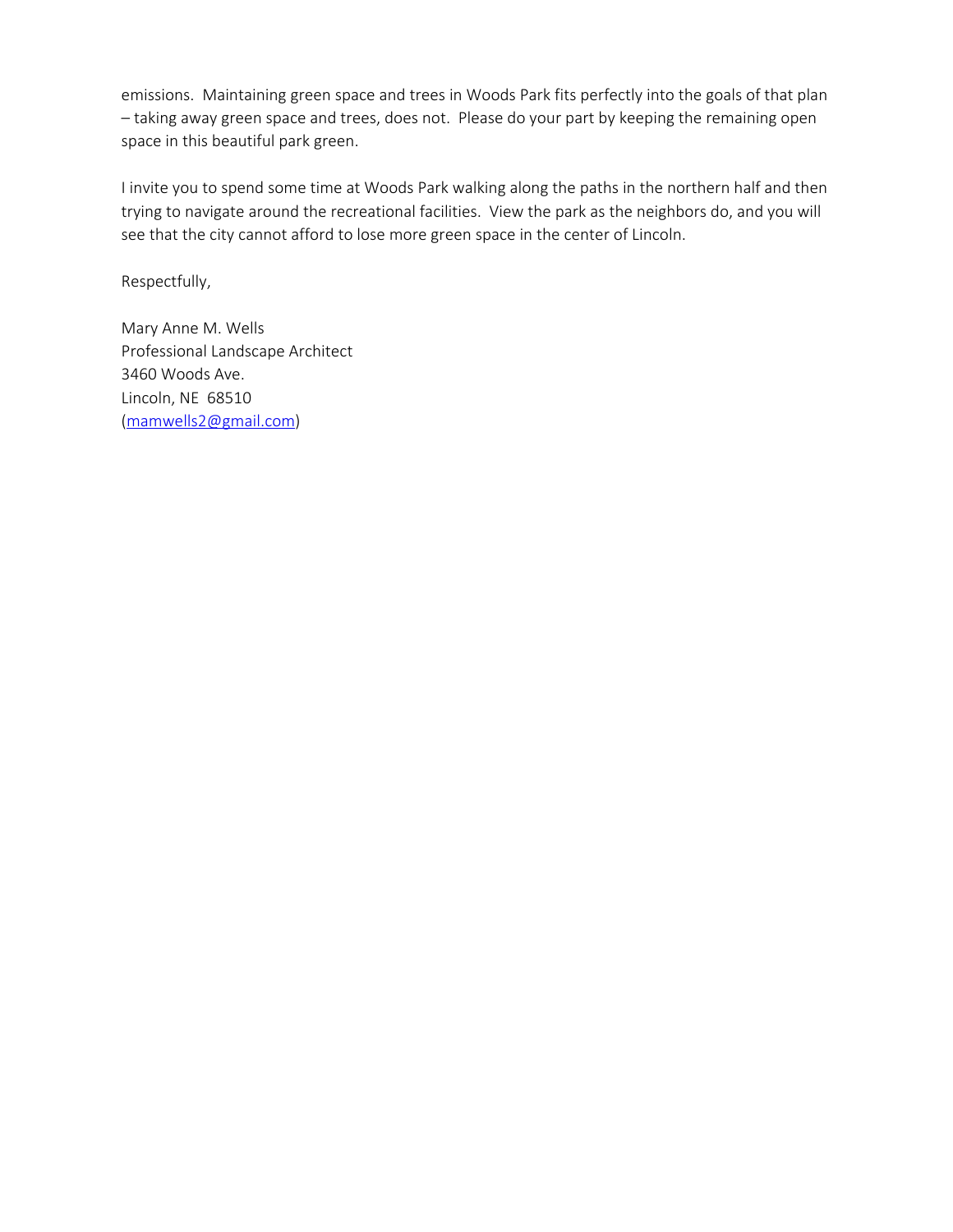emissions. Maintaining green space and trees in Woods Park fits perfectly into the goals of that plan – taking away green space and trees, does not. Please do your part by keeping the remaining open space in this beautiful park green.

I invite you to spend some time at Woods Park walking along the paths in the northern half and then trying to navigate around the recreational facilities. View the park as the neighbors do, and you will see that the city cannot afford to lose more green space in the center of Lincoln.

Respectfully,

Mary Anne M. Wells
Professional Landscape Architect
3460 Woods Ave.
Lincoln, NE 68510
(mamwells2@gmail.com)